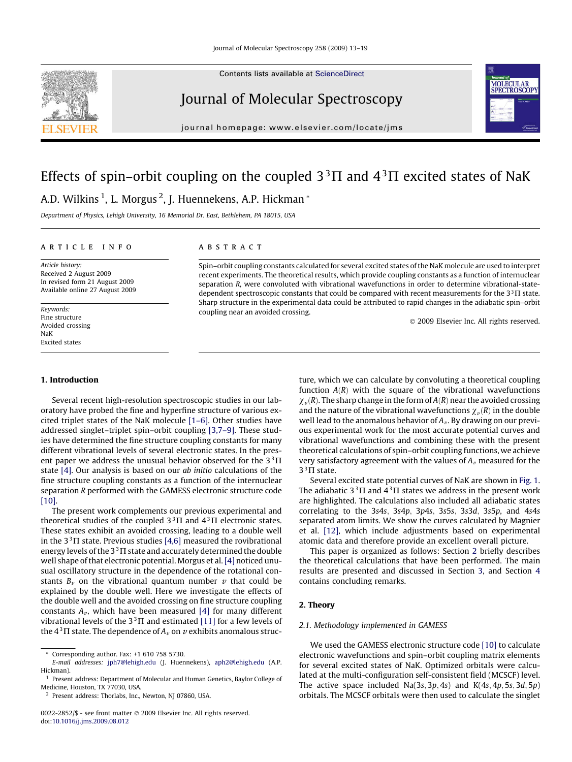# Effects of spin–orbit coupling on the coupled $3\,^3\Pi$ and $4\,^3\Pi$ excited states of NaK

A.D. Wilkins [1], L. Morgus [2], J. Huennekens, A.P. Hickman *

*Department of Physics, Lehigh University, 16 Memorial Dr. East, Bethlehem, PA 18015, USA*

## ARTICLE INFO

*Article history:*
Received 2 August 2009
In revised form 21 August 2009
Available online 27 August 2009

*Keywords:*
Fine structure
Avoided crossing
NaK
Excited states

## ABSTRACT

Spin–orbit coupling constants calculated for several excited states of the NaK molecule are used to interpret recent experiments. The theoretical results, which provide coupling constants as a function of internuclear separation $R$, were convoluted with vibrational wavefunctions in order to determine vibrational-state-dependent spectroscopic constants that could be compared with recent measurements for the $3\,^3\Pi$ state. Sharp structure in the experimental data could be attributed to rapid changes in the adiabatic spin–orbit coupling near an avoided crossing.

© 2009 Elsevier Inc. All rights reserved.

## 1. Introduction

Several recent high-resolution spectroscopic studies in our laboratory have probed the fine and hyperfine structure of various excited triplet states of the NaK molecule [1–6]. Other studies have addressed singlet–triplet spin–orbit coupling [3,7–9]. These studies have determined the fine structure coupling constants for many different vibrational levels of several electronic states. In the present paper we address the unusual behavior observed for the $3\,^3\Pi$ state [4]. Our analysis is based on our *ab initio* calculations of the fine structure coupling constants as a function of the internuclear separation $R$ performed with the GAMESS electronic structure code [10].

The present work complements our previous experimental and theoretical studies of the coupled $3\,^3\Pi$ and $4\,^3\Pi$ electronic states. These states exhibit an avoided crossing, leading to a double well in the $3\,^3\Pi$ state. Previous studies [4,6] measured the rovibrational energy levels of the $3\,^3\Pi$ state and accurately determined the double well shape of that electronic potential. Morgus et al. [4] noticed unusual oscillatory structure in the dependence of the rotational constants $B_v$ on the vibrational quantum number $v$ that could be explained by the double well. Here we investigate the effects of the double well and the avoided crossing on fine structure coupling constants $A_v$, which have been measured [4] for many different vibrational levels of the $3\,^3\Pi$ and estimated [11] for a few levels of the $4\,^3\Pi$ state. The dependence of $A_v$ on $v$ exhibits anomalous structure, which we can calculate by convoluting a theoretical coupling function $A(R)$ with the square of the vibrational wavefunctions $\chi_v(R)$. The sharp change in the form of $A(R)$ near the avoided crossing and the nature of the vibrational wavefunctions $\chi_v(R)$ in the double well lead to the anomalous behavior of $A_v$. By drawing on our previous experimental work for the most accurate potential curves and vibrational wavefunctions and combining these with the present theoretical calculations of spin–orbit coupling functions, we achieve very satisfactory agreement with the values of $A_v$ measured for the $3\,^3\Pi$ state.

Several excited state potential curves of NaK are shown in Fig. 1. The adiabatic $3\,^3\Pi$ and $4\,^3\Pi$ states we address in the present work are highlighted. The calculations also included all adiabatic states correlating to the $3s4s$, $3s4p$, $3p4s$, $3s5s$, $3s3d$, $3s5p$, and $4s4s$ separated atom limits. We show the curves calculated by Magnier et al. [12], which include adjustments based on experimental atomic data and therefore provide an excellent overall picture.

This paper is organized as follows: Section 2 briefly describes the theoretical calculations that have been performed. The main results are presented and discussed in Section 3, and Section 4 contains concluding remarks.

## 2. Theory

### 2.1. Methodology implemented in GAMESS

We used the GAMESS electronic structure code [10] to calculate electronic wavefunctions and spin–orbit coupling matrix elements for several excited states of NaK. Optimized orbitals were calculated at the multi-configuration self-consistent field (MCSCF) level. The active space included Na($3s, 3p, 4s$) and K($4s, 4p, 5s, 3d, 5p$) orbitals. The MCSCF orbitals were then used to calculate the singlet

---

* Corresponding author. Fax: +1 610 758 5730.
*E-mail addresses:* jph7@lehigh.edu (J. Huennekens), aph2@lehigh.edu (A.P. Hickman).

[1] Present address: Department of Molecular and Human Genetics, Baylor College of Medicine, Houston, TX 77030, USA.

[2] Present address: Thorlabs, Inc., Newton, NJ 07860, USA.

0022-2852/$ - see front matter © 2009 Elsevier Inc. All rights reserved.
doi:10.1016/j.jms.2009.08.012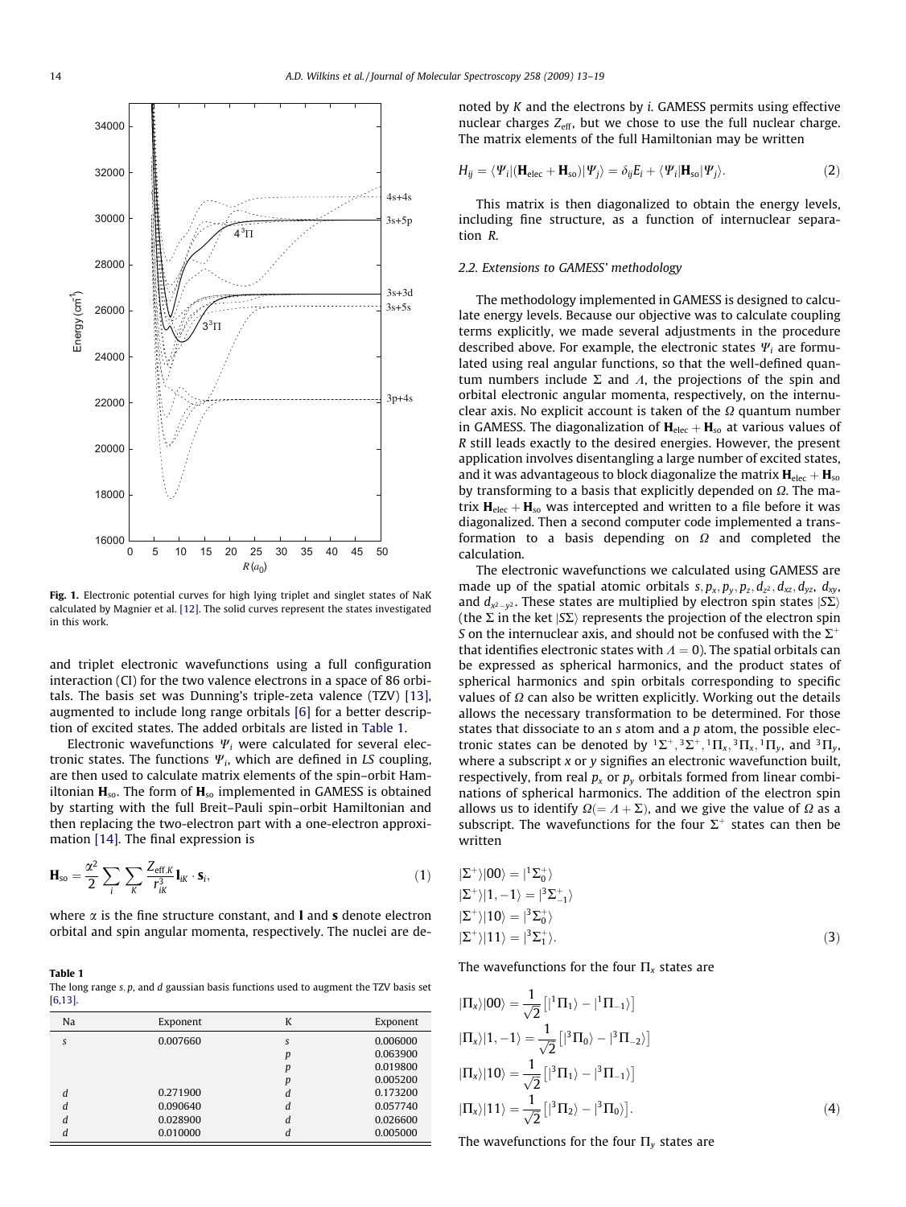Fig. 1. Electronic potential curves for high lying triplet and singlet states of NaK calculated by Magnier et al. [12]. The solid curves represent the states investigated in this work.

and triplet electronic wavefunctions using a full configuration interaction (CI) for the two valence electrons in a space of 86 orbitals. The basis set was Dunning's triple-zeta valence (TZV) [13], augmented to include long range orbitals [6] for a better description of excited states. The added orbitals are listed in Table 1.

Electronic wavefunctions $\Psi_i$ were calculated for several electronic states. The functions $\Psi_i$, which are defined in *LS* coupling, are then used to calculate matrix elements of the spin–orbit Hamiltonian $\mathbf{H}_{\rm so}$. The form of $\mathbf{H}_{\rm so}$ implemented in GAMESS is obtained by starting with the full Breit–Pauli spin–orbit Hamiltonian and then replacing the two-electron part with a one-electron approximation [14]. The final expression is

$$\mathbf{H}_{\rm so} = \frac{\alpha^2}{2} \sum_i \sum_K \frac{Z_{{\rm eff},K}}{r_{iK}^3} \mathbf{l}_{iK} \cdot \mathbf{s}_i, \tag{1}$$

where $\alpha$ is the fine structure constant, and **l** and **s** denote electron orbital and spin angular momenta, respectively. The nuclei are denoted by *K* and the electrons by *i*. GAMESS permits using effective nuclear charges $Z_{\rm eff}$, but we chose to use the full nuclear charge. The matrix elements of the full Hamiltonian may be written

$$H_{ij} = \langle \Psi_i | (\mathbf{H}_{\rm elec} + \mathbf{H}_{\rm so}) | \Psi_j \rangle = \delta_{ij} E_i + \langle \Psi_i | \mathbf{H}_{\rm so} | \Psi_j \rangle. \tag{2}$$

This matrix is then diagonalized to obtain the energy levels, including fine structure, as a function of internuclear separation *R*.

**Table 1**
The long range *s*, *p*, and *d* gaussian basis functions used to augment the TZV basis set [6,13].

| Na | Exponent | K | Exponent |
|---|---|---|---|
| *s* | 0.007660 | *s* | 0.006000 |
| | | *p* | 0.063900 |
| | | *p* | 0.019800 |
| | | *p* | 0.005200 |
| *d* | 0.271900 | *d* | 0.173200 |
| *d* | 0.090640 | *d* | 0.057740 |
| *d* | 0.028900 | *d* | 0.026600 |
| *d* | 0.010000 | *d* | 0.005000 |

### 2.2. Extensions to GAMESS' methodology

The methodology implemented in GAMESS is designed to calculate energy levels. Because our objective was to calculate coupling terms explicitly, we made several adjustments in the procedure described above. For example, the electronic states $\Psi_i$ are formulated using real angular functions, so that the well-defined quantum numbers include $\Sigma$ and $\Lambda$, the projections of the spin and orbital electronic angular momenta, respectively, on the internuclear axis. No explicit account is taken of the $\Omega$ quantum number in GAMESS. The diagonalization of $\mathbf{H}_{\rm elec} + \mathbf{H}_{\rm so}$ at various values of *R* still leads exactly to the desired energies. However, the present application involves disentangling a large number of excited states, and it was advantageous to block diagonalize the matrix $\mathbf{H}_{\rm elec} + \mathbf{H}_{\rm so}$ by transforming to a basis that explicitly depended on $\Omega$. The matrix $\mathbf{H}_{\rm elec} + \mathbf{H}_{\rm so}$ was intercepted and written to a file before it was diagonalized. Then a second computer code implemented a transformation to a basis depending on $\Omega$ and completed the calculation.

The electronic wavefunctions we calculated using GAMESS are made up of the spatial atomic orbitals $s, p_x, p_y, p_z, d_{z^2}, d_{xz}, d_{yz}, d_{xy}$, and $d_{x^2-y^2}$. These states are multiplied by electron spin states $|S\Sigma\rangle$ (the $\Sigma$ in the ket $|S\Sigma\rangle$ represents the projection of the electron spin *S* on the internuclear axis, and should not be confused with the $\Sigma^+$ that identifies electronic states with $\Lambda = 0$). The spatial orbitals can be expressed as spherical harmonics, and the product states of spherical harmonics and spin orbitals corresponding to specific values of $\Omega$ can also be written explicitly. Working out the details allows the necessary transformation to be determined. For those states that dissociate to an *s* atom and a *p* atom, the possible electronic states can be denoted by ${}^1\Sigma^+, {}^3\Sigma^+, {}^1\Pi_x, {}^3\Pi_x, {}^1\Pi_y$, and ${}^3\Pi_y$, where a subscript *x* or *y* signifies an electronic wavefunction built, respectively, from real $p_x$ or $p_y$ orbitals formed from linear combinations of spherical harmonics. The addition of the electron spin allows us to identify $\Omega (= \Lambda + \Sigma)$, and we give the value of $\Omega$ as a subscript. The wavefunctions for the four $\Sigma^+$ states can then be written

$$\begin{aligned}
|\Sigma^+\rangle|00\rangle &= |{}^1\Sigma_0^+\rangle \\
|\Sigma^+\rangle|1,-1\rangle &= |{}^3\Sigma_{-1}^+\rangle \\
|\Sigma^+\rangle|10\rangle &= |{}^3\Sigma_0^+\rangle \\
|\Sigma^+\rangle|11\rangle &= |{}^3\Sigma_1^+\rangle.
\end{aligned} \tag{3}$$

The wavefunctions for the four $\Pi_x$ states are

$$\begin{aligned}
|\Pi_x\rangle|00\rangle &= \frac{1}{\sqrt{2}}\left[|{}^1\Pi_1\rangle - |{}^1\Pi_{-1}\rangle\right] \\
|\Pi_x\rangle|1,-1\rangle &= \frac{1}{\sqrt{2}}\left[|{}^3\Pi_0\rangle - |{}^3\Pi_{-2}\rangle\right] \\
|\Pi_x\rangle|10\rangle &= \frac{1}{\sqrt{2}}\left[|{}^3\Pi_1\rangle - |{}^3\Pi_{-1}\rangle\right] \\
|\Pi_x\rangle|11\rangle &= \frac{1}{\sqrt{2}}\left[|{}^3\Pi_2\rangle - |{}^3\Pi_0\rangle\right].
\end{aligned} \tag{4}$$

The wavefunctions for the four $\Pi_y$ states are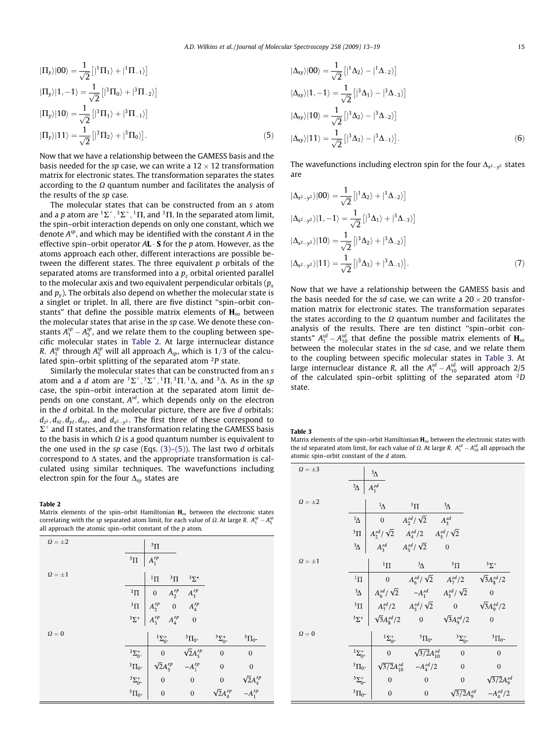$$|\Pi_y\rangle|00\rangle = \frac{1}{\sqrt{2}}\left[|^1\Pi_1\rangle + |^1\Pi_{-1}\rangle\right]$$

$$|\Pi_y\rangle|1,-1\rangle = \frac{1}{\sqrt{2}}\left[|^3\Pi_0\rangle + |^3\Pi_{-2}\rangle\right]$$

$$|\Pi_y\rangle|10\rangle = \frac{1}{\sqrt{2}}\left[|^3\Pi_1\rangle + |^3\Pi_{-1}\rangle\right]$$

$$|\Pi_y\rangle|11\rangle = \frac{1}{\sqrt{2}}\left[|^3\Pi_2\rangle + |^3\Pi_0\rangle\right]. \tag{5}$$

Now that we have a relationship between the GAMESS basis and the basis needed for the *sp* case, we can write a 12 × 12 transformation matrix for electronic states. The transformation separates the states according to the $\Omega$ quantum number and facilitates the analysis of the results of the *sp* case.

The molecular states that can be constructed from an *s* atom and a *p* atom are $^1\Sigma^+, {}^3\Sigma^+, {}^1\Pi$, and $^3\Pi$. In the separated atom limit, the spin–orbit interaction depends on only one constant, which we denote $A^{sp}$, and which may be identified with the constant *A* in the effective spin–orbit operator $A\mathbf{L}\cdot\mathbf{S}$ for the *p* atom. However, as the atoms approach each other, different interactions are possible between the different states. The three equivalent *p* orbitals of the separated atoms are transformed into a $p_z$ orbital oriented parallel to the molecular axis and two equivalent perpendicular orbitals ($p_x$ and $p_y$). The orbitals also depend on whether the molecular state is a singlet or triplet. In all, there are five distinct "spin–orbit constants" that define the possible matrix elements of $\mathbf{H}_{so}$ between the molecular states that arise in the *sp* case. We denote these constants $A_1^{sp} - A_5^{sp}$, and we relate them to the coupling between specific molecular states in Table 2. At large internuclear distance $R$, $A_1^{sp}$ through $A_5^{sp}$ will all approach $A_{sp}$, which is 1/3 of the calculated spin–orbit splitting of the separated atom $^2P$ state.

Similarly the molecular states that can be constructed from an *s* atom and a *d* atom are $^1\Sigma^+, {}^3\Sigma^+, {}^1\Pi, {}^3\Pi, {}^1\Delta$, and $^3\Delta$. As in the *sp* case, the spin–orbit interaction at the separated atom limit depends on one constant, $A^{sd}$, which depends only on the electron in the *d* orbital. In the molecular picture, there are five *d* orbitals: $d_{z^2}, d_{xz}, d_{yz}, d_{xy}$, and $d_{x^2-y^2}$. The first three of these correspond to $\Sigma^+$ and $\Pi$ states, and the transformation relating the GAMESS basis to the basis in which $\Omega$ is a good quantum number is equivalent to the one used in the *sp* case (Eqs. (3)–(5)). The last two *d* orbitals correspond to $\Delta$ states, and the appropriate transformation is calculated using similar techniques. The wavefunctions including electron spin for the four $\Delta_{xy}$ states are

$$|\Delta_{xy}\rangle|00\rangle = \frac{1}{\sqrt{2}}\left[|^1\Delta_2\rangle - |^1\Delta_{-2}\rangle\right]$$

$$|\Delta_{xy}\rangle|1,-1\rangle = \frac{1}{\sqrt{2}}\left[|^3\Delta_1\rangle - |^3\Delta_{-3}\rangle\right]$$

$$|\Delta_{xy}\rangle|10\rangle = \frac{1}{\sqrt{2}}\left[|^3\Delta_2\rangle - |^3\Delta_{-2}\rangle\right]$$

$$|\Delta_{xy}\rangle|11\rangle = \frac{1}{\sqrt{2}}\left[|^3\Delta_3\rangle - |^3\Delta_{-1}\rangle\right]. \tag{6}$$

The wavefunctions including electron spin for the four $\Delta_{x^2-y^2}$ states are

$$|\Delta_{x^2-y^2}\rangle|00\rangle = \frac{1}{\sqrt{2}}\left[|^1\Delta_2\rangle + |^1\Delta_{-2}\rangle\right]$$

$$|\Delta_{x^2-y^2}\rangle|1,-1\rangle = \frac{1}{\sqrt{2}}\left[|^3\Delta_1\rangle + |^3\Delta_{-3}\rangle\right]$$

$$|\Delta_{x^2-y^2}\rangle|10\rangle = \frac{1}{\sqrt{2}}\left[|^3\Delta_2\rangle + |^3\Delta_{-2}\rangle\right]$$

$$|\Delta_{x^2-y^2}\rangle|11\rangle = \frac{1}{\sqrt{2}}\left[|^3\Delta_3\rangle + |^3\Delta_{-1}\rangle\right]. \tag{7}$$

Now that we have a relationship between the GAMESS basis and the basis needed for the *sd* case, we can write a 20 × 20 transformation matrix for electronic states. The transformation separates the states according to the $\Omega$ quantum number and facilitates the analysis of the results. There are ten distinct "spin–orbit constants" $A_1^{sd} - A_{10}^{sd}$ that define the possible matrix elements of $\mathbf{H}_{so}$ between the molecular states in the *sd* case, and we relate them to the coupling between specific molecular states in Table 3. At large internuclear distance $R$, all the $A_1^{sd} - A_{10}^{sd}$ will approach 2/5 of the calculated spin–orbit splitting of the separated atom $^2D$ state.

**Table 2**
Matrix elements of the spin–orbit Hamiltonian $\mathbf{H}_{so}$ between the electronic states correlating with the *sp* separated atom limit, for each value of $\Omega$. At large $R$, $A_1^{sp} - A_5^{sp}$ all approach the atomic spin–orbit constant of the *p* atom.

$\Omega = \pm 2$

| | $^3\Pi$ |
|---|---|
| $^3\Pi$ | $A_1^{sp}$ |

$\Omega = \pm 1$

| | $^1\Pi$ | $^3\Pi$ | $^3\Sigma^+$ |
|---|---|---|---|
| $^1\Pi$ | 0 | $A_2^{sp}$ | $A_3^{sp}$ |
| $^3\Pi$ | $A_2^{sp}$ | 0 | $A_4^{sp}$ |
| $^3\Sigma^+$ | $A_3^{sp}$ | $A_4^{sp}$ | 0 |

$\Omega = 0$

| | $^1\Sigma^+_{0^+}$ | $^3\Pi_{0^+}$ | $^3\Sigma^+_{0^-}$ | $^3\Pi_{0^-}$ |
|---|---|---|---|---|
| $^1\Sigma^+_{0^+}$ | 0 | $\sqrt{2}A_5^{sp}$ | 0 | 0 |
| $^3\Pi_{0^+}$ | $\sqrt{2}A_5^{sp}$ | $-A_1^{sp}$ | 0 | 0 |
| $^3\Sigma^+_{0^-}$ | 0 | 0 | 0 | $\sqrt{2}A_4^{sp}$ |
| $^3\Pi_{0^-}$ | 0 | 0 | $\sqrt{2}A_4^{sp}$ | $-A_1^{sp}$ |

**Table 3**
Matrix elements of the spin–orbit Hamiltonian $\mathbf{H}_{so}$ between the electronic states with the *sd* separated atom limit, for each value of $\Omega$. At large $R$, $A_1^{sd} - A_{10}^{sd}$ all approach the atomic spin–orbit constant of the *d* atom.

$\Omega = \pm 3$

| | $^3\Delta$ |
|---|---|
| $^3\Delta$ | $A_1^{sd}$ |

$\Omega = \pm 2$

| | $^1\Delta$ | $^3\Pi$ | $^3\Delta$ |
|---|---|---|---|
| $^1\Delta$ | 0 | $A_2^{sd}/\sqrt{2}$ | $A_3^{sd}$ |
| $^3\Pi$ | $A_2^{sd}/\sqrt{2}$ | $A_4^{sd}/2$ | $A_5^{sd}/\sqrt{2}$ |
| $^3\Delta$ | $A_3^{sd}$ | $A_5^{sd}/\sqrt{2}$ | 0 |

$\Omega = \pm 1$

| | $^1\Pi$ | $^3\Delta$ | $^3\Pi$ | $^3\Sigma^+$ |
|---|---|---|---|---|
| $^1\Pi$ | 0 | $A_6^{sd}/\sqrt{2}$ | $A_7^{sd}/2$ | $\sqrt{3}A_8^{sd}/2$ |
| $^3\Delta$ | $A_6^{sd}/\sqrt{2}$ | $-A_1^{sd}$ | $A_5^{sd}/\sqrt{2}$ | 0 |
| $^3\Pi$ | $A_7^{sd}/2$ | $A_5^{sd}/\sqrt{2}$ | 0 | $\sqrt{3}A_9^{sd}/2$ |
| $^3\Sigma^+$ | $\sqrt{3}A_8^{sd}/2$ | 0 | $\sqrt{3}A_9^{sd}/2$ | 0 |

$\Omega = 0$

| | $^1\Sigma^+_{0^+}$ | $^3\Pi_{0^+}$ | $^3\Sigma^+_{0^-}$ | $^3\Pi_{0^-}$ |
|---|---|---|---|---|
| $^1\Sigma^+_{0^+}$ | 0 | $\sqrt{3/2}A_{10}^{sd}$ | 0 | 0 |
| $^3\Pi_{0^+}$ | $\sqrt{3/2}A_{10}^{sd}$ | $-A_4^{sd}/2$ | 0 | 0 |
| $^3\Sigma^+_{0^-}$ | 0 | 0 | 0 | $\sqrt{3/2}A_9^{sd}$ |
| $^3\Pi_{0^-}$ | 0 | 0 | $\sqrt{3/2}A_9^{sd}$ | $-A_4^{sd}/2$ |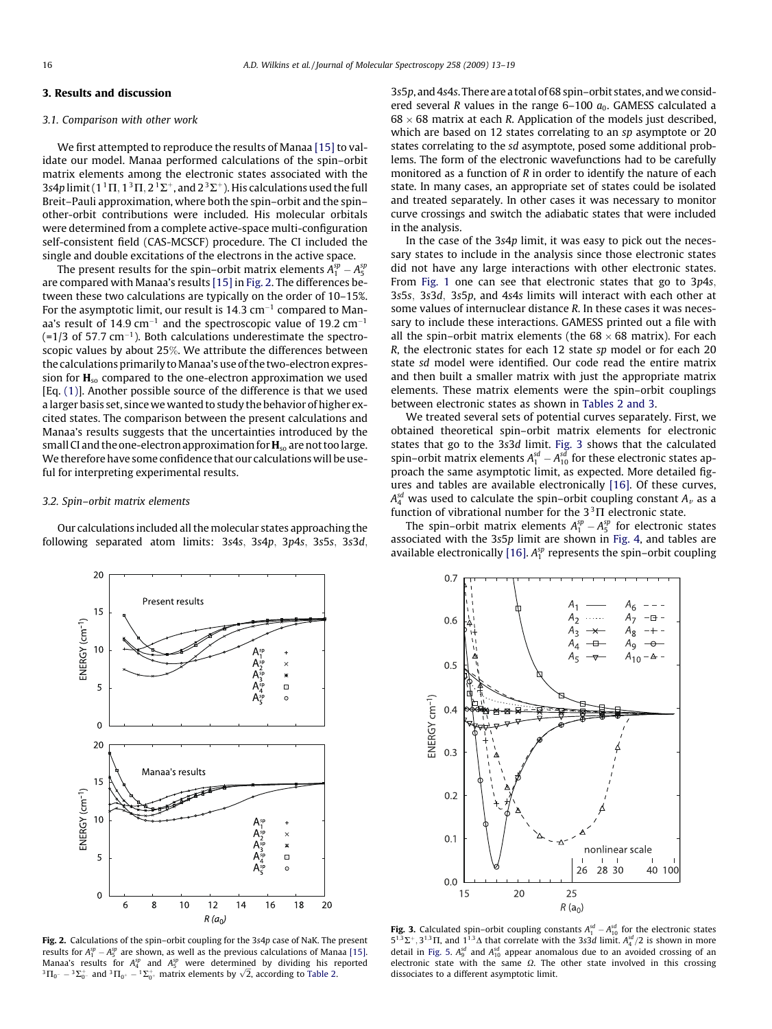## 3. Results and discussion

### 3.1. Comparison with other work

We first attempted to reproduce the results of Manaa [15] to validate our model. Manaa performed calculations of the spin–orbit matrix elements among the electronic states associated with the $3s4p$ limit ($1\,^1\Pi$, $1\,^3\Pi$, $2\,^1\Sigma^+$, and $2\,^3\Sigma^+$). His calculations used the full Breit–Pauli approximation, where both the spin–orbit and the spin–other-orbit contributions were included. His molecular orbitals were determined from a complete active-space multi-configuration self-consistent field (CAS-MCSCF) procedure. The CI included the single and double excitations of the electrons in the active space.

The present results for the spin–orbit matrix elements $A_1^{sp} - A_5^{sp}$ are compared with Manaa's results [15] in Fig. 2. The differences between these two calculations are typically on the order of 10–15%. For the asymptotic limit, our result is 14.3 cm$^{-1}$ compared to Manaa's result of 14.9 cm$^{-1}$ and the spectroscopic value of 19.2 cm$^{-1}$ (=1/3 of 57.7 cm$^{-1}$). Both calculations underestimate the spectroscopic values by about 25%. We attribute the differences between the calculations primarily to Manaa's use of the two-electron expression for $\mathbf{H}_{so}$ compared to the one-electron approximation we used [Eq. (1)]. Another possible source of the difference is that we used a larger basis set, since we wanted to study the behavior of higher excited states. The comparison between the present calculations and Manaa's results suggests that the uncertainties introduced by the small CI and the one-electron approximation for $\mathbf{H}_{so}$ are not too large. We therefore have some confidence that our calculations will be useful for interpreting experimental results.

### 3.2. Spin–orbit matrix elements

Our calculations included all the molecular states approaching the following separated atom limits: $3s4s$, $3s4p$, $3p4s$, $3s5s$, $3s3d$, $3s5p$, and $4s4s$. There are a total of 68 spin–orbit states, and we considered several $R$ values in the range 6–100 $a_0$. GAMESS calculated a $68 \times 68$ matrix at each $R$. Application of the models just described, which are based on 12 states correlating to an $sp$ asymptote or 20 states correlating to the $sd$ asymptote, posed some additional problems. The form of the electronic wavefunctions had to be carefully monitored as a function of $R$ in order to identify the nature of each state. In many cases, an appropriate set of states could be isolated and treated separately. In other cases it was necessary to monitor curve crossings and switch the adiabatic states that were included in the analysis.

In the case of the $3s4p$ limit, it was easy to pick out the necessary states to include in the analysis since those electronic states did not have any large interactions with other electronic states. From Fig. 1 one can see that electronic states that go to $3p4s$, $3s5s$, $3s3d$, $3s5p$, and $4s4s$ limits will interact with each other at some values of internuclear distance $R$. In these cases it was necessary to include these interactions. GAMESS printed out a file with all the spin–orbit matrix elements (the $68 \times 68$ matrix). For each $R$, the electronic states for each 12 state $sp$ model or for each 20 state $sd$ model were identified. Our code read the entire matrix and then built a smaller matrix with just the appropriate matrix elements. These matrix elements were the spin–orbit couplings between electronic states as shown in Tables 2 and 3.

We treated several sets of potential curves separately. First, we obtained theoretical spin–orbit matrix elements for electronic states that go to the $3s3d$ limit. Fig. 3 shows that the calculated spin–orbit matrix elements $A_1^{sd} - A_{10}^{sd}$ for these electronic states approach the same asymptotic limit, as expected. More detailed figures and tables are available electronically [16]. Of these curves, $A_4^{sd}$ was used to calculate the spin–orbit coupling constant $A_v$ as a function of vibrational number for the $3\,^3\Pi$ electronic state.

The spin–orbit matrix elements $A_1^{sp} - A_5^{sp}$ for electronic states associated with the $3s5p$ limit are shown in Fig. 4, and tables are available electronically [16]. $A_1^{sp}$ represents the spin–orbit coupling

**Fig. 2.** Calculations of the spin–orbit coupling for the $3s4p$ case of NaK. The present results for $A_1^{sp} - A_5^{sp}$ are shown, as well as the previous calculations of Manaa [15]. Manaa's results for $A_4^{sp}$ and $A_5^{sp}$ were determined by dividing his reported $^3\Pi_{0^-} - {}^3\Sigma^+_{0^-}$ and $^3\Pi_{0^+} - {}^1\Sigma^+_{0^+}$ matrix elements by $\sqrt{2}$, according to Table 2.

**Fig. 3.** Calculated spin–orbit coupling constants $A_1^{sd} - A_{10}^{sd}$ for the electronic states $5\,^{1,3}\Sigma^+$, $3\,^{1,3}\Pi$, and $1\,^{1,3}\Delta$ that correlate with the $3s3d$ limit. $A_4^{sd}/2$ is shown in more detail in Fig. 5. $A_9^{sd}$ and $A_{10}^{sd}$ appear anomalous due to an avoided crossing of an electronic state with the same $\Omega$. The other state involved in this crossing dissociates to a different asymptotic limit.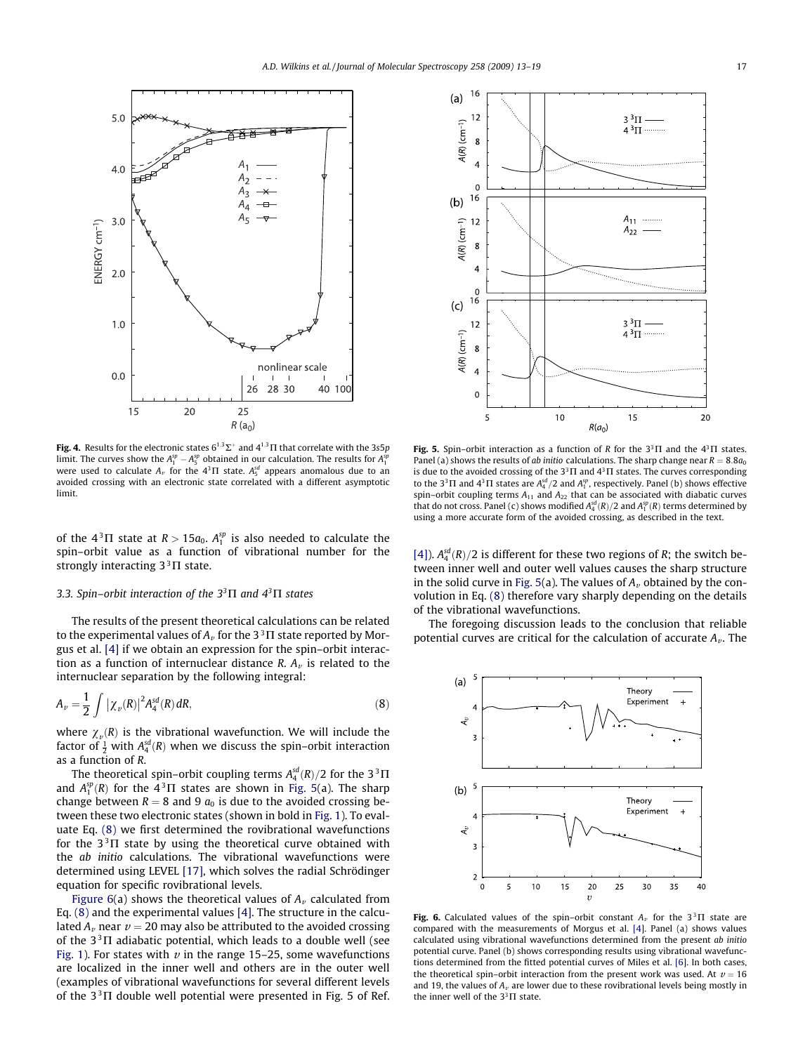**Fig. 4.** Results for the electronic states $6^{1,3}\Sigma^+$ and $4^{1,3}\Pi$ that correlate with the 3s5p limit. The curves show the $A_1^{sp} - A_5^{sp}$ obtained in our calculation. The results for $A_1^{sp}$ were used to calculate $A_v$ for the $4^3\Pi$ state. $A_5^{sd}$ appears anomalous due to an avoided crossing with an electronic state correlated with a different asymptotic limit.

of the $4^3\Pi$ state at $R > 15a_0$. $A_1^{sp}$ is also needed to calculate the spin–orbit value as a function of vibrational number for the strongly interacting $3^3\Pi$ state.

### 3.3. Spin–orbit interaction of the $3^3\Pi$ and $4^3\Pi$ states

The results of the present theoretical calculations can be related to the experimental values of $A_v$ for the $3^3\Pi$ state reported by Morgus et al. [4] if we obtain an expression for the spin–orbit interaction as a function of internuclear distance R. $A_v$ is related to the internuclear separation by the following integral:

$$A_v = \frac{1}{2}\int |\chi_v(R)|^2 A_4^{sd}(R)\,dR, \tag{8}$$

where $\chi_v(R)$ is the vibrational wavefunction. We will include the factor of $\frac{1}{2}$ with $A_4^{sd}(R)$ when we discuss the spin–orbit interaction as a function of R.

The theoretical spin–orbit coupling terms $A_4^{sd}(R)/2$ for the $3^3\Pi$ and $A_1^{sp}(R)$ for the $4^3\Pi$ states are shown in Fig. 5(a). The sharp change between $R = 8$ and $9\ a_0$ is due to the avoided crossing between these two electronic states (shown in bold in Fig. 1). To evaluate Eq. (8) we first determined the rovibrational wavefunctions for the $3^3\Pi$ state by using the theoretical curve obtained with the *ab initio* calculations. The vibrational wavefunctions were determined using LEVEL [17], which solves the radial Schrödinger equation for specific rovibrational levels.

Figure 6(a) shows the theoretical values of $A_v$ calculated from Eq. (8) and the experimental values [4]. The structure in the calculated $A_v$ near $v = 20$ may also be attributed to the avoided crossing of the $3^3\Pi$ adiabatic potential, which leads to a double well (see Fig. 1). For states with $v$ in the range 15–25, some wavefunctions are localized in the inner well and others are in the outer well (examples of vibrational wavefunctions for several different levels of the $3^3\Pi$ double well potential were presented in Fig. 5 of Ref. [4]). $A_4^{sd}(R)/2$ is different for these two regions of R; the switch between inner well and outer well values causes the sharp structure in the solid curve in Fig. 5(a). The values of $A_v$ obtained by the convolution in Eq. (8) therefore vary sharply depending on the details of the vibrational wavefunctions.

The foregoing discussion leads to the conclusion that reliable potential curves are critical for the calculation of accurate $A_v$. The

**Fig. 5.** Spin–orbit interaction as a function of R for the $3^3\Pi$ and the $4^3\Pi$ states. Panel (a) shows the results of *ab initio* calculations. The sharp change near $R = 8.8a_0$ is due to the avoided crossing of the $3^3\Pi$ and $4^3\Pi$ states. The curves corresponding to the $3^3\Pi$ and $4^3\Pi$ states are $A_4^{sd}/2$ and $A_1^{sp}$, respectively. Panel (b) shows effective spin–orbit coupling terms $A_{11}$ and $A_{22}$ that can be associated with diabatic curves that do not cross. Panel (c) shows modified $A_4^{sd}(R)/2$ and $A_1^{sp}(R)$ terms determined by using a more accurate form of the avoided crossing, as described in the text.

**Fig. 6.** Calculated values of the spin–orbit constant $A_v$ for the $3^3\Pi$ state are compared with the measurements of Morgus et al. [4]. Panel (a) shows values calculated using vibrational wavefunctions determined from the present *ab initio* potential curve. Panel (b) shows corresponding results using vibrational wavefunctions determined from the fitted potential curves of Miles et al. [6]. In both cases, the theoretical spin–orbit interaction from the present work was used. At $v = 16$ and 19, the values of $A_v$ are lower due to these rovibrational levels being mostly in the inner well of the $3^3\Pi$ state.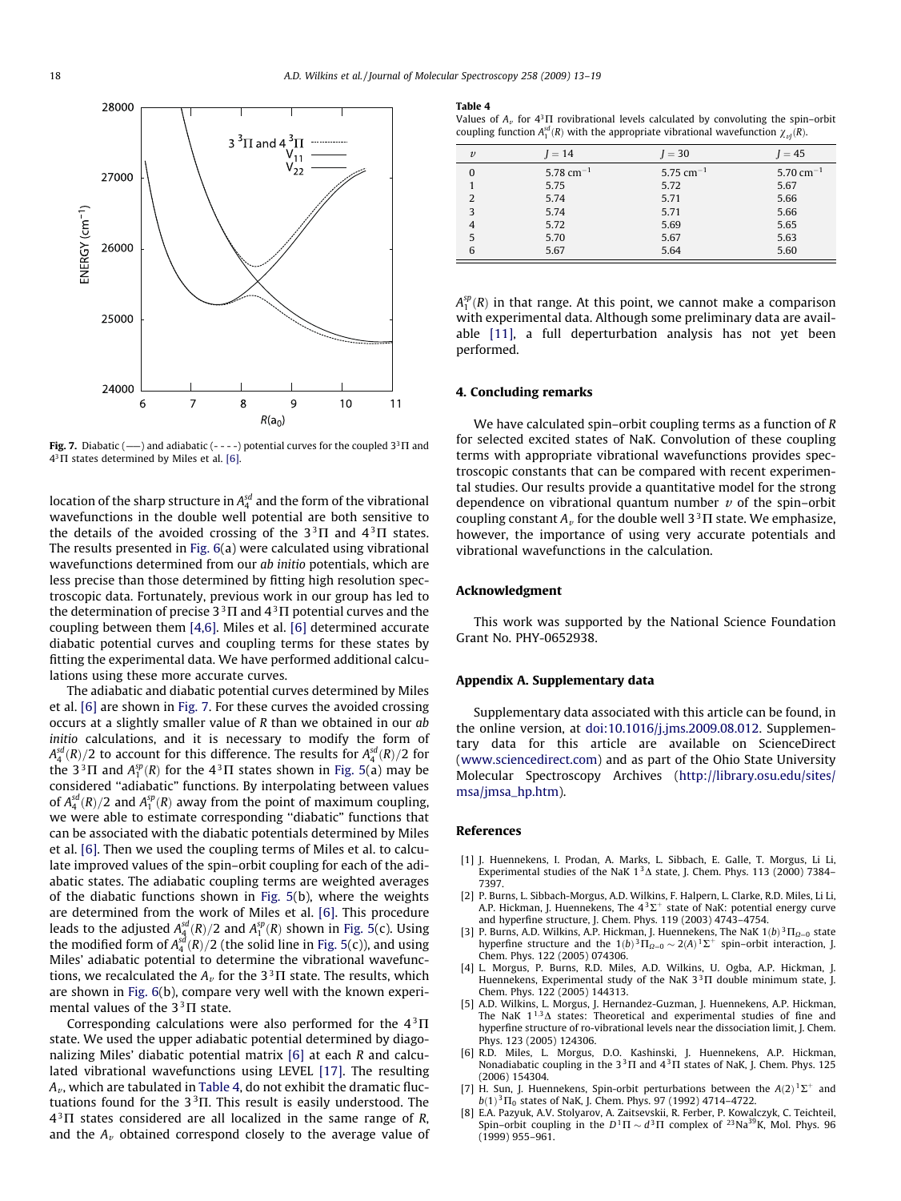Fig. 7. Diabatic (——) and adiabatic (- - - -) potential curves for the coupled $3^3\Pi$ and $4^3\Pi$ states determined by Miles et al. [6].

location of the sharp structure in $A_4^{sd}$ and the form of the vibrational wavefunctions in the double well potential are both sensitive to the details of the avoided crossing of the $3^3\Pi$ and $4^3\Pi$ states. The results presented in Fig. 6(a) were calculated using vibrational wavefunctions determined from our *ab initio* potentials, which are less precise than those determined by fitting high resolution spectroscopic data. Fortunately, previous work in our group has led to the determination of precise $3^3\Pi$ and $4^3\Pi$ potential curves and the coupling between them [4,6]. Miles et al. [6] determined accurate diabatic potential curves and coupling terms for these states by fitting the experimental data. We have performed additional calculations using these more accurate curves.

The adiabatic and diabatic potential curves determined by Miles et al. [6] are shown in Fig. 7. For these curves the avoided crossing occurs at a slightly smaller value of $R$ than we obtained in our *ab initio* calculations, and it is necessary to modify the form of $A_4^{sd}(R)/2$ to account for this difference. The results for $A_4^{sd}(R)/2$ for the $3^3\Pi$ and $A_1^{sp}(R)$ for the $4^3\Pi$ states shown in Fig. 5(a) may be considered "adiabatic" functions. By interpolating between values of $A_4^{sd}(R)/2$ and $A_1^{sp}(R)$ away from the point of maximum coupling, we were able to estimate corresponding "diabatic" functions that can be associated with the diabatic potentials determined by Miles et al. [6]. Then we used the coupling terms of Miles et al. to calculate improved values of the spin–orbit coupling for each of the adiabatic states. The adiabatic coupling terms are weighted averages of the diabatic functions shown in Fig. 5(b), where the weights are determined from the work of Miles et al. [6]. This procedure leads to the adjusted $A_4^{sd}(R)/2$ and $A_1^{sp}(R)$ shown in Fig. 5(c). Using the modified form of $A_4^{sd}(R)/2$ (the solid line in Fig. 5(c)), and using Miles' adiabatic potential to determine the vibrational wavefunctions, we recalculated the $A_v$ for the $3^3\Pi$ state. The results, which are shown in Fig. 6(b), compare very well with the known experimental values of the $3^3\Pi$ state.

Corresponding calculations were also performed for the $4^3\Pi$ state. We used the upper adiabatic potential determined by diagonalizing Miles' diabatic potential matrix [6] at each $R$ and calculated vibrational wavefunctions using LEVEL [17]. The resulting $A_v$, which are tabulated in Table 4, do not exhibit the dramatic fluctuations found for the $3^3\Pi$. This result is easily understood. The $4^3\Pi$ states considered are all localized in the same range of $R$, and the $A_v$ obtained correspond closely to the average value of $A_1^{sp}(R)$ in that range. At this point, we cannot make a comparison with experimental data. Although some preliminary data are available [11], a full deperturbation analysis has not yet been performed.

**Table 4**
Values of $A_v$ for $4^3\Pi$ rovibrational levels calculated by convoluting the spin–orbit coupling function $A_1^{sd}(R)$ with the appropriate vibrational wavefunction $\chi_{vJ}(R)$.

| $v$ | $J = 14$ | $J = 30$ | $J = 45$ |
|---|---|---|---|
| 0 | 5.78 $cm^{-1}$ | 5.75 $cm^{-1}$ | 5.70 $cm^{-1}$ |
| 1 | 5.75 | 5.72 | 5.67 |
| 2 | 5.74 | 5.71 | 5.66 |
| 3 | 5.74 | 5.71 | 5.66 |
| 4 | 5.72 | 5.69 | 5.65 |
| 5 | 5.70 | 5.67 | 5.63 |
| 6 | 5.67 | 5.64 | 5.60 |

## 4. Concluding remarks

We have calculated spin–orbit coupling terms as a function of $R$ for selected excited states of NaK. Convolution of these coupling terms with appropriate vibrational wavefunctions provides spectroscopic constants that can be compared with recent experimental studies. Our results provide a quantitative model for the strong dependence on vibrational quantum number $v$ of the spin–orbit coupling constant $A_v$ for the double well $3^3\Pi$ state. We emphasize, however, the importance of using very accurate potentials and vibrational wavefunctions in the calculation.

## Acknowledgment

This work was supported by the National Science Foundation Grant No. PHY-0652938.

## Appendix A. Supplementary data

Supplementary data associated with this article can be found, in the online version, at doi:10.1016/j.jms.2009.08.012. Supplementary data for this article are available on ScienceDirect (www.sciencedirect.com) and as part of the Ohio State University Molecular Spectroscopy Archives (http://library.osu.edu/sites/msa/jmsa_hp.htm).

## References

[1] J. Huennekens, I. Prodan, A. Marks, L. Sibbach, E. Galle, T. Morgus, Li Li, Experimental studies of the NaK $1^3\Delta$ state, J. Chem. Phys. 113 (2000) 7384–7397.

[2] P. Burns, L. Sibbach-Morgus, A.D. Wilkins, F. Halpern, L. Clarke, R.D. Miles, Li Li, A.P. Hickman, J. Huennekens, The $4^3\Sigma^+$ state of NaK: potential energy curve and hyperfine structure, J. Chem. Phys. 119 (2003) 4743–4754.

[3] P. Burns, A.D. Wilkins, A.P. Hickman, J. Huennekens, The NaK $1(b)^3\Pi_{\Omega=0}$ state hyperfine structure and the $1(b)^3\Pi_{\Omega=0} \sim 2(A)^1\Sigma^+$ spin–orbit interaction, J. Chem. Phys. 122 (2005) 074306.

[4] L. Morgus, P. Burns, R.D. Miles, A.D. Wilkins, U. Ogba, A.P. Hickman, J. Huennekens, Experimental study of the NaK $3^3\Pi$ double minimum state, J. Chem. Phys. 122 (2005) 144313.

[5] A.D. Wilkins, L. Morgus, J. Hernandez-Guzman, J. Huennekens, A.P. Hickman, The NaK $1^{1,3}\Delta$ states: Theoretical and experimental studies of fine and hyperfine structure of ro-vibrational levels near the dissociation limit, J. Chem. Phys. 123 (2005) 124306.

[6] R.D. Miles, L. Morgus, D.O. Kashinski, J. Huennekens, A.P. Hickman, Nonadiabatic coupling in the $3^3\Pi$ and $4^3\Pi$ states of NaK, J. Chem. Phys. 125 (2006) 154304.

[7] H. Sun, J. Huennekens, Spin-orbit perturbations between the $A(2)^1\Sigma^+$ and $b(1)^3\Pi_0$ states of NaK, J. Chem. Phys. 97 (1992) 4714–4722.

[8] E.A. Pazyuk, A.V. Stolyarov, A. Zaitsevskii, R. Ferber, P. Kowalczyk, C. Teichteil, Spin–orbit coupling in the $D^1\Pi \sim d^3\Pi$ complex of $^{23}$Na$^{39}$K, Mol. Phys. 96 (1999) 955–961.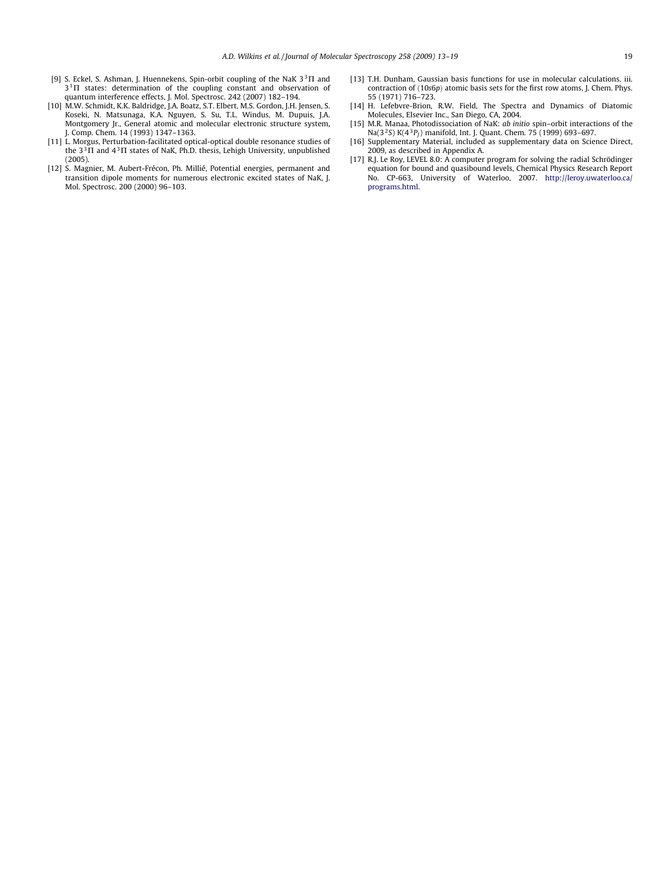[9] S. Eckel, S. Ashman, J. Huennekens, Spin-orbit coupling of the NaK $3\,^3\Pi$ and $3\,^1\Pi$ states: determination of the coupling constant and observation of quantum interference effects, J. Mol. Spectrosc. 242 (2007) 182–194.

[10] M.W. Schmidt, K.K. Baldridge, J.A. Boatz, S.T. Elbert, M.S. Gordon, J.H. Jensen, S. Koseki, N. Matsunaga, K.A. Nguyen, S. Su, T.L. Windus, M. Dupuis, J.A. Montgomery Jr., General atomic and molecular electronic structure system, J. Comp. Chem. 14 (1993) 1347–1363.

[11] L. Morgus, Perturbation-facilitated optical-optical double resonance studies of the $3\,^3\Pi$ and $4\,^3\Pi$ states of NaK, Ph.D. thesis, Lehigh University, unpublished (2005).

[12] S. Magnier, M. Aubert-Frécon, Ph. Millié, Potential energies, permanent and transition dipole moments for numerous electronic excited states of NaK, J. Mol. Spectrosc. 200 (2000) 96–103.

[13] T.H. Dunham, Gaussian basis functions for use in molecular calculations. iii. contraction of (10*s*6*p*) atomic basis sets for the first row atoms, J. Chem. Phys. 55 (1971) 716–723.

[14] H. Lefebvre-Brion, R.W. Field, The Spectra and Dynamics of Diatomic Molecules, Elsevier Inc., San Diego, CA, 2004.

[15] M.R. Manaa, Photodissociation of NaK: *ab initio* spin–orbit interactions of the Na($3\,^2S$) K($4\,^3P_J$) manifold, Int. J. Quant. Chem. 75 (1999) 693–697.

[16] Supplementary Material, included as supplementary data on Science Direct, 2009, as described in Appendix A.

[17] R.J. Le Roy, LEVEL 8.0: A computer program for solving the radial Schrödinger equation for bound and quasibound levels, Chemical Physics Research Report No. CP-663, University of Waterloo, 2007. http://leroy.uwaterloo.ca/programs.html.